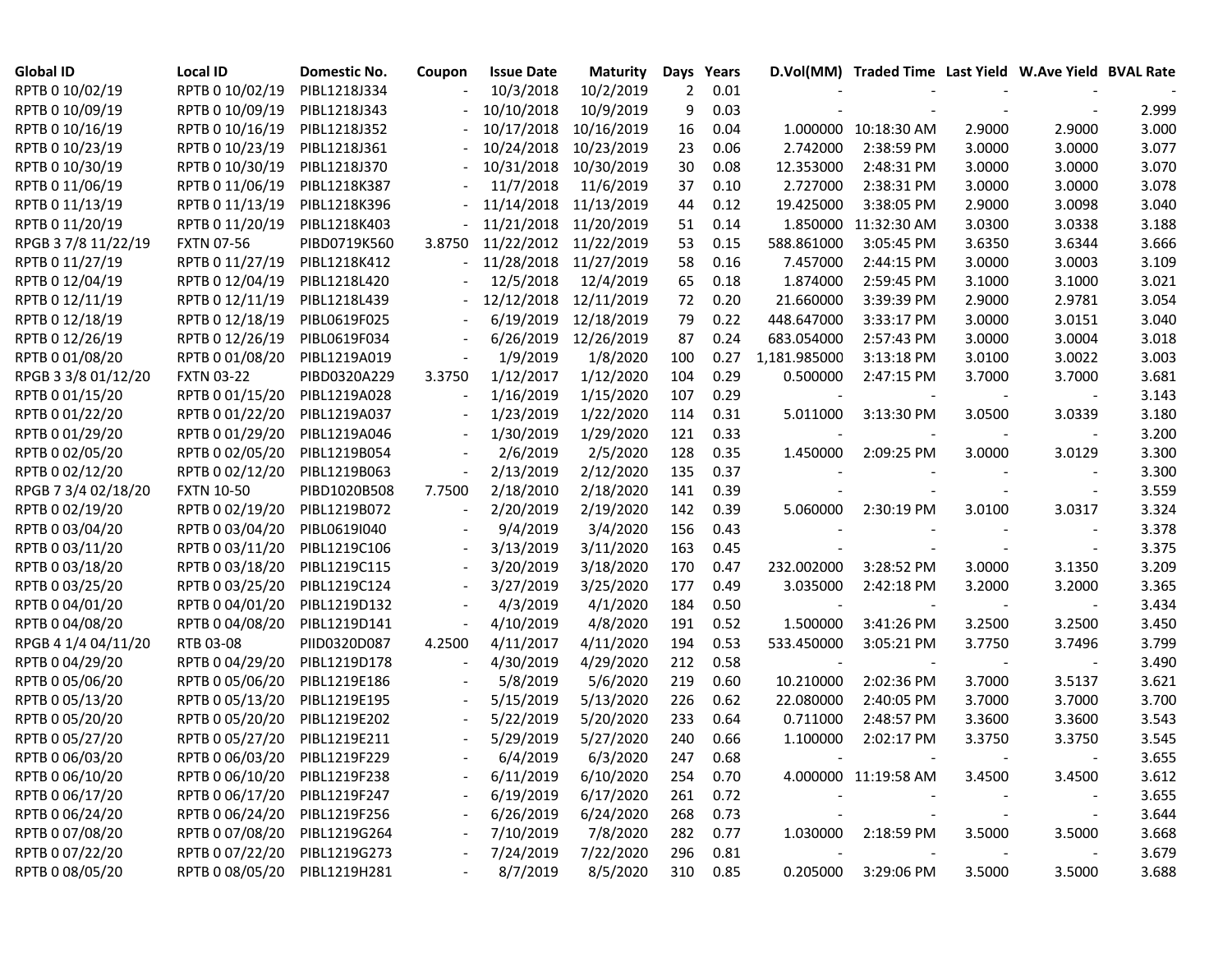| Global ID | Local ID | Domestic No. | Coupon | Issue Date | Maturity | Days | Years | D.Vol(MM) | Traded Time | Last Yield | W.Ave Yield | BVAL Rate |
|---|---|---|---|---|---|---|---|---|---|---|---|---|
| RPTB 0 10/02/19 | RPTB 0 10/02/19 | PIBL1218J334 | - | 10/3/2018 | 10/2/2019 | 2 | 0.01 | - | - | - | - | - |
| RPTB 0 10/09/19 | RPTB 0 10/09/19 | PIBL1218J343 | - | 10/10/2018 | 10/9/2019 | 9 | 0.03 | - | - | - | - | 2.999 |
| RPTB 0 10/16/19 | RPTB 0 10/16/19 | PIBL1218J352 | - | 10/17/2018 | 10/16/2019 | 16 | 0.04 | 1.000000 | 10:18:30 AM | 2.9000 | 2.9000 | 3.000 |
| RPTB 0 10/23/19 | RPTB 0 10/23/19 | PIBL1218J361 | - | 10/24/2018 | 10/23/2019 | 23 | 0.06 | 2.742000 | 2:38:59 PM | 3.0000 | 3.0000 | 3.077 |
| RPTB 0 10/30/19 | RPTB 0 10/30/19 | PIBL1218J370 | - | 10/31/2018 | 10/30/2019 | 30 | 0.08 | 12.353000 | 2:48:31 PM | 3.0000 | 3.0000 | 3.070 |
| RPTB 0 11/06/19 | RPTB 0 11/06/19 | PIBL1218K387 | - | 11/7/2018 | 11/6/2019 | 37 | 0.10 | 2.727000 | 2:38:31 PM | 3.0000 | 3.0000 | 3.078 |
| RPTB 0 11/13/19 | RPTB 0 11/13/19 | PIBL1218K396 | - | 11/14/2018 | 11/13/2019 | 44 | 0.12 | 19.425000 | 3:38:05 PM | 2.9000 | 3.0098 | 3.040 |
| RPTB 0 11/20/19 | RPTB 0 11/20/19 | PIBL1218K403 | - | 11/21/2018 | 11/20/2019 | 51 | 0.14 | 1.850000 | 11:32:30 AM | 3.0300 | 3.0338 | 3.188 |
| RPGB 3 7/8 11/22/19 | FXTN 07-56 | PIBD0719K560 | 3.8750 | 11/22/2012 | 11/22/2019 | 53 | 0.15 | 588.861000 | 3:05:45 PM | 3.6350 | 3.6344 | 3.666 |
| RPTB 0 11/27/19 | RPTB 0 11/27/19 | PIBL1218K412 | - | 11/28/2018 | 11/27/2019 | 58 | 0.16 | 7.457000 | 2:44:15 PM | 3.0000 | 3.0003 | 3.109 |
| RPTB 0 12/04/19 | RPTB 0 12/04/19 | PIBL1218L420 | - | 12/5/2018 | 12/4/2019 | 65 | 0.18 | 1.874000 | 2:59:45 PM | 3.1000 | 3.1000 | 3.021 |
| RPTB 0 12/11/19 | RPTB 0 12/11/19 | PIBL1218L439 | - | 12/12/2018 | 12/11/2019 | 72 | 0.20 | 21.660000 | 3:39:39 PM | 2.9000 | 2.9781 | 3.054 |
| RPTB 0 12/18/19 | RPTB 0 12/18/19 | PIBL0619F025 | - | 6/19/2019 | 12/18/2019 | 79 | 0.22 | 448.647000 | 3:33:17 PM | 3.0000 | 3.0151 | 3.040 |
| RPTB 0 12/26/19 | RPTB 0 12/26/19 | PIBL0619F034 | - | 6/26/2019 | 12/26/2019 | 87 | 0.24 | 683.054000 | 2:57:43 PM | 3.0000 | 3.0004 | 3.018 |
| RPTB 0 01/08/20 | RPTB 0 01/08/20 | PIBL1219A019 | - | 1/9/2019 | 1/8/2020 | 100 | 0.27 | 1,181.985000 | 3:13:18 PM | 3.0100 | 3.0022 | 3.003 |
| RPGB 3 3/8 01/12/20 | FXTN 03-22 | PIBD0320A229 | 3.3750 | 1/12/2017 | 1/12/2020 | 104 | 0.29 | 0.500000 | 2:47:15 PM | 3.7000 | 3.7000 | 3.681 |
| RPTB 0 01/15/20 | RPTB 0 01/15/20 | PIBL1219A028 | - | 1/16/2019 | 1/15/2020 | 107 | 0.29 | - | - | - | - | 3.143 |
| RPTB 0 01/22/20 | RPTB 0 01/22/20 | PIBL1219A037 | - | 1/23/2019 | 1/22/2020 | 114 | 0.31 | 5.011000 | 3:13:30 PM | 3.0500 | 3.0339 | 3.180 |
| RPTB 0 01/29/20 | RPTB 0 01/29/20 | PIBL1219A046 | - | 1/30/2019 | 1/29/2020 | 121 | 0.33 | - | - | - | - | 3.200 |
| RPTB 0 02/05/20 | RPTB 0 02/05/20 | PIBL1219B054 | - | 2/6/2019 | 2/5/2020 | 128 | 0.35 | 1.450000 | 2:09:25 PM | 3.0000 | 3.0129 | 3.300 |
| RPTB 0 02/12/20 | RPTB 0 02/12/20 | PIBL1219B063 | - | 2/13/2019 | 2/12/2020 | 135 | 0.37 | - | - | - | - | 3.300 |
| RPGB 7 3/4 02/18/20 | FXTN 10-50 | PIBD1020B508 | 7.7500 | 2/18/2010 | 2/18/2020 | 141 | 0.39 | - | - | - | - | 3.559 |
| RPTB 0 02/19/20 | RPTB 0 02/19/20 | PIBL1219B072 | - | 2/20/2019 | 2/19/2020 | 142 | 0.39 | 5.060000 | 2:30:19 PM | 3.0100 | 3.0317 | 3.324 |
| RPTB 0 03/04/20 | RPTB 0 03/04/20 | PIBL0619I040 | - | 9/4/2019 | 3/4/2020 | 156 | 0.43 | - | - | - | - | 3.378 |
| RPTB 0 03/11/20 | RPTB 0 03/11/20 | PIBL1219C106 | - | 3/13/2019 | 3/11/2020 | 163 | 0.45 | - | - | - | - | 3.375 |
| RPTB 0 03/18/20 | RPTB 0 03/18/20 | PIBL1219C115 | - | 3/20/2019 | 3/18/2020 | 170 | 0.47 | 232.002000 | 3:28:52 PM | 3.0000 | 3.1350 | 3.209 |
| RPTB 0 03/25/20 | RPTB 0 03/25/20 | PIBL1219C124 | - | 3/27/2019 | 3/25/2020 | 177 | 0.49 | 3.035000 | 2:42:18 PM | 3.2000 | 3.2000 | 3.365 |
| RPTB 0 04/01/20 | RPTB 0 04/01/20 | PIBL1219D132 | - | 4/3/2019 | 4/1/2020 | 184 | 0.50 | - | - | - | - | 3.434 |
| RPTB 0 04/08/20 | RPTB 0 04/08/20 | PIBL1219D141 | - | 4/10/2019 | 4/8/2020 | 191 | 0.52 | 1.500000 | 3:41:26 PM | 3.2500 | 3.2500 | 3.450 |
| RPGB 4 1/4 04/11/20 | RTB 03-08 | PIID0320D087 | 4.2500 | 4/11/2017 | 4/11/2020 | 194 | 0.53 | 533.450000 | 3:05:21 PM | 3.7750 | 3.7496 | 3.799 |
| RPTB 0 04/29/20 | RPTB 0 04/29/20 | PIBL1219D178 | - | 4/30/2019 | 4/29/2020 | 212 | 0.58 | - | - | - | - | 3.490 |
| RPTB 0 05/06/20 | RPTB 0 05/06/20 | PIBL1219E186 | - | 5/8/2019 | 5/6/2020 | 219 | 0.60 | 10.210000 | 2:02:36 PM | 3.7000 | 3.5137 | 3.621 |
| RPTB 0 05/13/20 | RPTB 0 05/13/20 | PIBL1219E195 | - | 5/15/2019 | 5/13/2020 | 226 | 0.62 | 22.080000 | 2:40:05 PM | 3.7000 | 3.7000 | 3.700 |
| RPTB 0 05/20/20 | RPTB 0 05/20/20 | PIBL1219E202 | - | 5/22/2019 | 5/20/2020 | 233 | 0.64 | 0.711000 | 2:48:57 PM | 3.3600 | 3.3600 | 3.543 |
| RPTB 0 05/27/20 | RPTB 0 05/27/20 | PIBL1219E211 | - | 5/29/2019 | 5/27/2020 | 240 | 0.66 | 1.100000 | 2:02:17 PM | 3.3750 | 3.3750 | 3.545 |
| RPTB 0 06/03/20 | RPTB 0 06/03/20 | PIBL1219F229 | - | 6/4/2019 | 6/3/2020 | 247 | 0.68 | - | - | - | - | 3.655 |
| RPTB 0 06/10/20 | RPTB 0 06/10/20 | PIBL1219F238 | - | 6/11/2019 | 6/10/2020 | 254 | 0.70 | 4.000000 | 11:19:58 AM | 3.4500 | 3.4500 | 3.612 |
| RPTB 0 06/17/20 | RPTB 0 06/17/20 | PIBL1219F247 | - | 6/19/2019 | 6/17/2020 | 261 | 0.72 | - | - | - | - | 3.655 |
| RPTB 0 06/24/20 | RPTB 0 06/24/20 | PIBL1219F256 | - | 6/26/2019 | 6/24/2020 | 268 | 0.73 | - | - | - | - | 3.644 |
| RPTB 0 07/08/20 | RPTB 0 07/08/20 | PIBL1219G264 | - | 7/10/2019 | 7/8/2020 | 282 | 0.77 | 1.030000 | 2:18:59 PM | 3.5000 | 3.5000 | 3.668 |
| RPTB 0 07/22/20 | RPTB 0 07/22/20 | PIBL1219G273 | - | 7/24/2019 | 7/22/2020 | 296 | 0.81 | - | - | - | - | 3.679 |
| RPTB 0 08/05/20 | RPTB 0 08/05/20 | PIBL1219H281 | - | 8/7/2019 | 8/5/2020 | 310 | 0.85 | 0.205000 | 3:29:06 PM | 3.5000 | 3.5000 | 3.688 |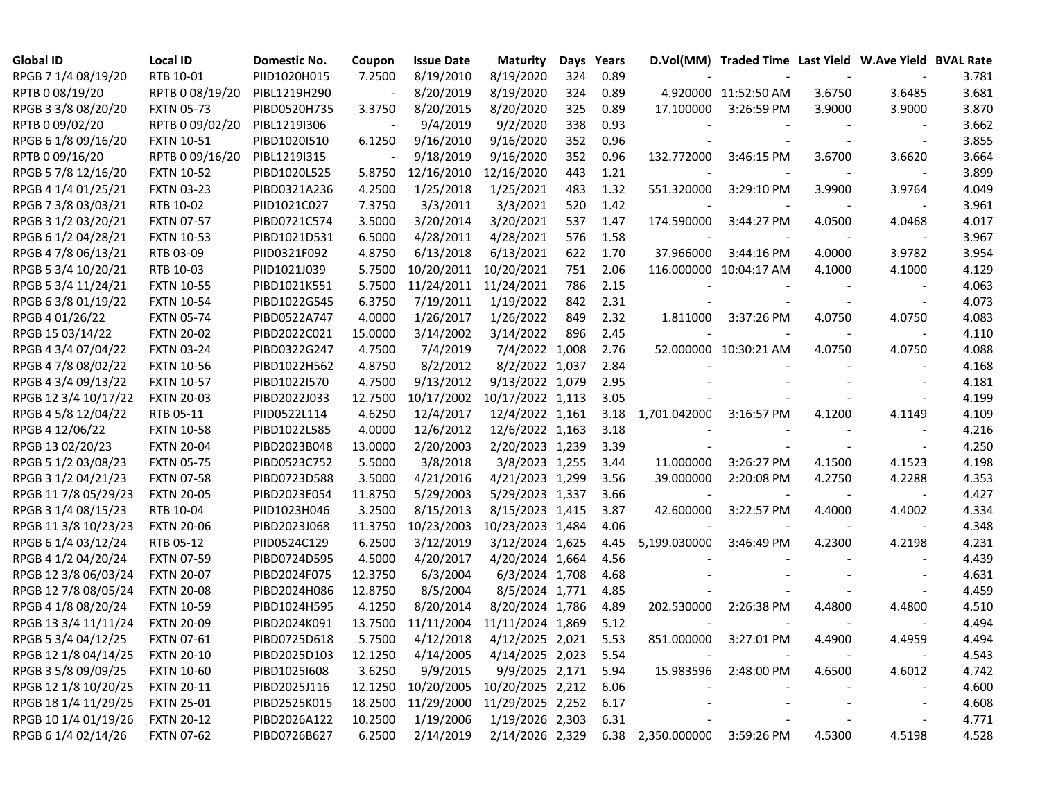| Global ID | Local ID | Domestic No. | Coupon | Issue Date | Maturity | Days | Years | D.Vol(MM) | Traded Time | Last Yield | W.Ave Yield | BVAL Rate |
|---|---|---|---|---|---|---|---|---|---|---|---|---|
| RPGB 7 1/4 08/19/20 | RTB 10-01 | PIID1020H015 | 7.2500 | 8/19/2010 | 8/19/2020 | 324 | 0.89 | - | - | - | - | 3.781 |
| RPTB 0 08/19/20 | RPTB 0 08/19/20 | PIBL1219H290 | - | 8/20/2019 | 8/19/2020 | 324 | 0.89 | 4.920000 | 11:52:50 AM | 3.6750 | 3.6485 | 3.681 |
| RPGB 3 3/8 08/20/20 | FXTN 05-73 | PIBD0520H735 | 3.3750 | 8/20/2015 | 8/20/2020 | 325 | 0.89 | 17.100000 | 3:26:59 PM | 3.9000 | 3.9000 | 3.870 |
| RPTB 0 09/02/20 | RPTB 0 09/02/20 | PIBL1219I306 | - | 9/4/2019 | 9/2/2020 | 338 | 0.93 | - | - | - | - | 3.662 |
| RPGB 6 1/8 09/16/20 | FXTN 10-51 | PIBD1020I510 | 6.1250 | 9/16/2010 | 9/16/2020 | 352 | 0.96 | - | - | - | - | 3.855 |
| RPTB 0 09/16/20 | RPTB 0 09/16/20 | PIBL1219I315 | - | 9/18/2019 | 9/16/2020 | 352 | 0.96 | 132.772000 | 3:46:15 PM | 3.6700 | 3.6620 | 3.664 |
| RPGB 5 7/8 12/16/20 | FXTN 10-52 | PIBD1020L525 | 5.8750 | 12/16/2010 | 12/16/2020 | 443 | 1.21 | - | - | - | - | 3.899 |
| RPGB 4 1/4 01/25/21 | FXTN 03-23 | PIBD0321A236 | 4.2500 | 1/25/2018 | 1/25/2021 | 483 | 1.32 | 551.320000 | 3:29:10 PM | 3.9900 | 3.9764 | 4.049 |
| RPGB 7 3/8 03/03/21 | RTB 10-02 | PIID1021C027 | 7.3750 | 3/3/2011 | 3/3/2021 | 520 | 1.42 | - | - | - | - | 3.961 |
| RPGB 3 1/2 03/20/21 | FXTN 07-57 | PIBD0721C574 | 3.5000 | 3/20/2014 | 3/20/2021 | 537 | 1.47 | 174.590000 | 3:44:27 PM | 4.0500 | 4.0468 | 4.017 |
| RPGB 6 1/2 04/28/21 | FXTN 10-53 | PIBD1021D531 | 6.5000 | 4/28/2011 | 4/28/2021 | 576 | 1.58 | - | - | - | - | 3.967 |
| RPGB 4 7/8 06/13/21 | RTB 03-09 | PIID0321F092 | 4.8750 | 6/13/2018 | 6/13/2021 | 622 | 1.70 | 37.966000 | 3:44:16 PM | 4.0000 | 3.9782 | 3.954 |
| RPGB 5 3/4 10/20/21 | RTB 10-03 | PIID1021J039 | 5.7500 | 10/20/2011 | 10/20/2021 | 751 | 2.06 | 116.000000 | 10:04:17 AM | 4.1000 | 4.1000 | 4.129 |
| RPGB 5 3/4 11/24/21 | FXTN 10-55 | PIBD1021K551 | 5.7500 | 11/24/2011 | 11/24/2021 | 786 | 2.15 | - | - | - | - | 4.063 |
| RPGB 6 3/8 01/19/22 | FXTN 10-54 | PIBD1022G545 | 6.3750 | 7/19/2011 | 1/19/2022 | 842 | 2.31 | - | - | - | - | 4.073 |
| RPGB 4 01/26/22 | FXTN 05-74 | PIBD0522A747 | 4.0000 | 1/26/2017 | 1/26/2022 | 849 | 2.32 | 1.811000 | 3:37:26 PM | 4.0750 | 4.0750 | 4.083 |
| RPGB 15 03/14/22 | FXTN 20-02 | PIBD2022C021 | 15.0000 | 3/14/2002 | 3/14/2022 | 896 | 2.45 | - | - | - | - | 4.110 |
| RPGB 4 3/4 07/04/22 | FXTN 03-24 | PIBD0322G247 | 4.7500 | 7/4/2019 | 7/4/2022 | 1,008 | 2.76 | 52.000000 | 10:30:21 AM | 4.0750 | 4.0750 | 4.088 |
| RPGB 4 7/8 08/02/22 | FXTN 10-56 | PIBD1022H562 | 4.8750 | 8/2/2012 | 8/2/2022 | 1,037 | 2.84 | - | - | - | - | 4.168 |
| RPGB 4 3/4 09/13/22 | FXTN 10-57 | PIBD1022I570 | 4.7500 | 9/13/2012 | 9/13/2022 | 1,079 | 2.95 | - | - | - | - | 4.181 |
| RPGB 12 3/4 10/17/22 | FXTN 20-03 | PIBD2022J033 | 12.7500 | 10/17/2002 | 10/17/2022 | 1,113 | 3.05 | - | - | - | - | 4.199 |
| RPGB 4 5/8 12/04/22 | RTB 05-11 | PIID0522L114 | 4.6250 | 12/4/2017 | 12/4/2022 | 1,161 | 3.18 | 1,701.042000 | 3:16:57 PM | 4.1200 | 4.1149 | 4.109 |
| RPGB 4 12/06/22 | FXTN 10-58 | PIBD1022L585 | 4.0000 | 12/6/2012 | 12/6/2022 | 1,163 | 3.18 | - | - | - | - | 4.216 |
| RPGB 13 02/20/23 | FXTN 20-04 | PIBD2023B048 | 13.0000 | 2/20/2003 | 2/20/2023 | 1,239 | 3.39 | - | - | - | - | 4.250 |
| RPGB 5 1/2 03/08/23 | FXTN 05-75 | PIBD0523C752 | 5.5000 | 3/8/2018 | 3/8/2023 | 1,255 | 3.44 | 11.000000 | 3:26:27 PM | 4.1500 | 4.1523 | 4.198 |
| RPGB 3 1/2 04/21/23 | FXTN 07-58 | PIBD0723D588 | 3.5000 | 4/21/2016 | 4/21/2023 | 1,299 | 3.56 | 39.000000 | 2:20:08 PM | 4.2750 | 4.2288 | 4.353 |
| RPGB 11 7/8 05/29/23 | FXTN 20-05 | PIBD2023E054 | 11.8750 | 5/29/2003 | 5/29/2023 | 1,337 | 3.66 | - | - | - | - | 4.427 |
| RPGB 3 1/4 08/15/23 | RTB 10-04 | PIID1023H046 | 3.2500 | 8/15/2013 | 8/15/2023 | 1,415 | 3.87 | 42.600000 | 3:22:57 PM | 4.4000 | 4.4002 | 4.334 |
| RPGB 11 3/8 10/23/23 | FXTN 20-06 | PIBD2023J068 | 11.3750 | 10/23/2003 | 10/23/2023 | 1,484 | 4.06 | - | - | - | - | 4.348 |
| RPGB 6 1/4 03/12/24 | RTB 05-12 | PIID0524C129 | 6.2500 | 3/12/2019 | 3/12/2024 | 1,625 | 4.45 | 5,199.030000 | 3:46:49 PM | 4.2300 | 4.2198 | 4.231 |
| RPGB 4 1/2 04/20/24 | FXTN 07-59 | PIBD0724D595 | 4.5000 | 4/20/2017 | 4/20/2024 | 1,664 | 4.56 | - | - | - | - | 4.439 |
| RPGB 12 3/8 06/03/24 | FXTN 20-07 | PIBD2024F075 | 12.3750 | 6/3/2004 | 6/3/2024 | 1,708 | 4.68 | - | - | - | - | 4.631 |
| RPGB 12 7/8 08/05/24 | FXTN 20-08 | PIBD2024H086 | 12.8750 | 8/5/2004 | 8/5/2024 | 1,771 | 4.85 | - | - | - | - | 4.459 |
| RPGB 4 1/8 08/20/24 | FXTN 10-59 | PIBD1024H595 | 4.1250 | 8/20/2014 | 8/20/2024 | 1,786 | 4.89 | 202.530000 | 2:26:38 PM | 4.4800 | 4.4800 | 4.510 |
| RPGB 13 3/4 11/11/24 | FXTN 20-09 | PIBD2024K091 | 13.7500 | 11/11/2004 | 11/11/2024 | 1,869 | 5.12 | - | - | - | - | 4.494 |
| RPGB 5 3/4 04/12/25 | FXTN 07-61 | PIBD0725D618 | 5.7500 | 4/12/2018 | 4/12/2025 | 2,021 | 5.53 | 851.000000 | 3:27:01 PM | 4.4900 | 4.4959 | 4.494 |
| RPGB 12 1/8 04/14/25 | FXTN 20-10 | PIBD2025D103 | 12.1250 | 4/14/2005 | 4/14/2025 | 2,023 | 5.54 | - | - | - | - | 4.543 |
| RPGB 3 5/8 09/09/25 | FXTN 10-60 | PIBD1025I608 | 3.6250 | 9/9/2015 | 9/9/2025 | 2,171 | 5.94 | 15.983596 | 2:48:00 PM | 4.6500 | 4.6012 | 4.742 |
| RPGB 12 1/8 10/20/25 | FXTN 20-11 | PIBD2025J116 | 12.1250 | 10/20/2005 | 10/20/2025 | 2,212 | 6.06 | - | - | - | - | 4.600 |
| RPGB 18 1/4 11/29/25 | FXTN 25-01 | PIBD2525K015 | 18.2500 | 11/29/2000 | 11/29/2025 | 2,252 | 6.17 | - | - | - | - | 4.608 |
| RPGB 10 1/4 01/19/26 | FXTN 20-12 | PIBD2026A122 | 10.2500 | 1/19/2006 | 1/19/2026 | 2,303 | 6.31 | - | - | - | - | 4.771 |
| RPGB 6 1/4 02/14/26 | FXTN 07-62 | PIBD0726B627 | 6.2500 | 2/14/2019 | 2/14/2026 | 2,329 | 6.38 | 2,350.000000 | 3:59:26 PM | 4.5300 | 4.5198 | 4.528 |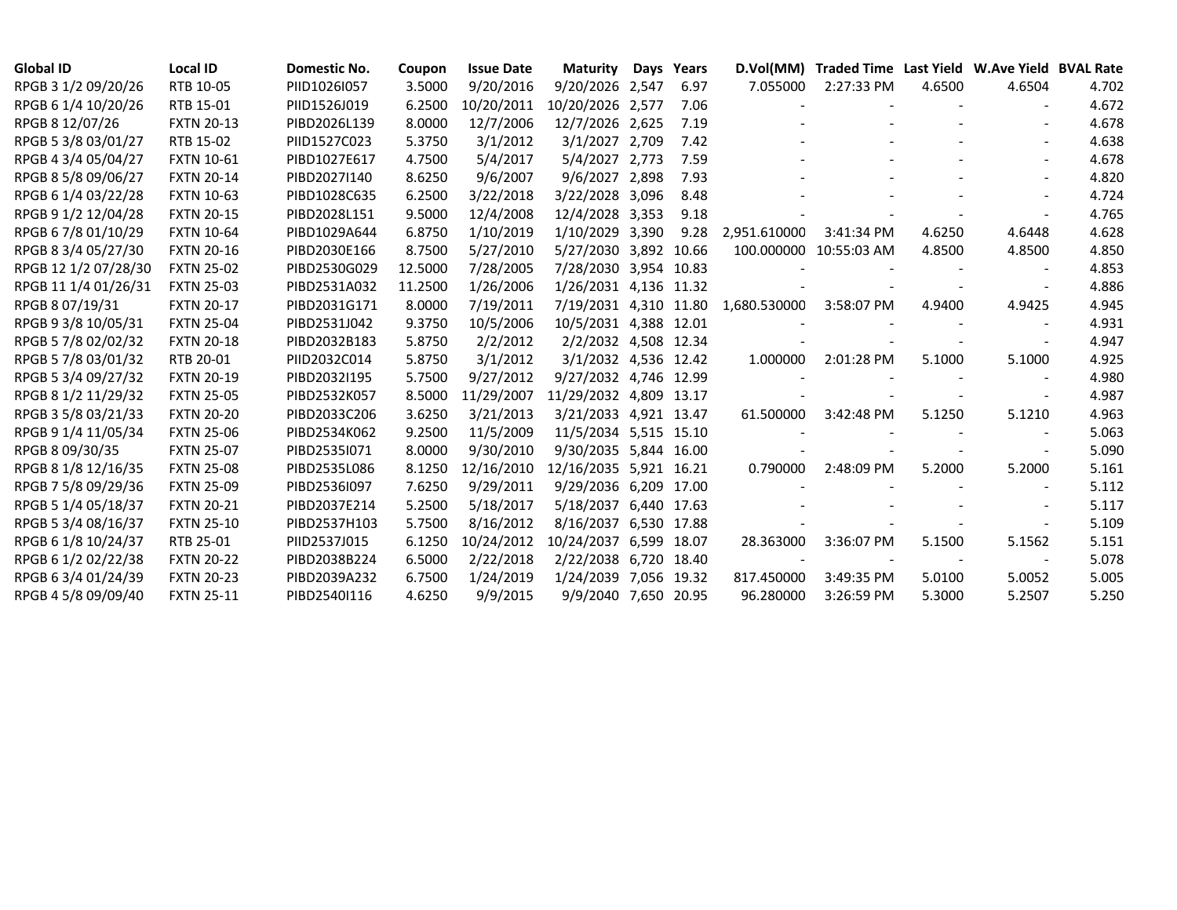| Global ID | Local ID | Domestic No. | Coupon | Issue Date | Maturity | Days | Years | D.Vol(MM) | Traded Time | Last Yield | W.Ave Yield | BVAL Rate |
|---|---|---|---|---|---|---|---|---|---|---|---|---|
| RPGB 3 1/2 09/20/26 | RTB 10-05 | PIID1026I057 | 3.5000 | 9/20/2016 | 9/20/2026 | 2,547 | 6.97 | 7.055000 | 2:27:33 PM | 4.6500 | 4.6504 | 4.702 |
| RPGB 6 1/4 10/20/26 | RTB 15-01 | PIID1526J019 | 6.2500 | 10/20/2011 | 10/20/2026 | 2,577 | 7.06 | - | - | - | - | 4.672 |
| RPGB 8 12/07/26 | FXTN 20-13 | PIBD2026L139 | 8.0000 | 12/7/2006 | 12/7/2026 | 2,625 | 7.19 | - | - | - | - | 4.678 |
| RPGB 5 3/8 03/01/27 | RTB 15-02 | PIID1527C023 | 5.3750 | 3/1/2012 | 3/1/2027 | 2,709 | 7.42 | - | - | - | - | 4.638 |
| RPGB 4 3/4 05/04/27 | FXTN 10-61 | PIBD1027E617 | 4.7500 | 5/4/2017 | 5/4/2027 | 2,773 | 7.59 | - | - | - | - | 4.678 |
| RPGB 8 5/8 09/06/27 | FXTN 20-14 | PIBD2027I140 | 8.6250 | 9/6/2007 | 9/6/2027 | 2,898 | 7.93 | - | - | - | - | 4.820 |
| RPGB 6 1/4 03/22/28 | FXTN 10-63 | PIBD1028C635 | 6.2500 | 3/22/2018 | 3/22/2028 | 3,096 | 8.48 | - | - | - | - | 4.724 |
| RPGB 9 1/2 12/04/28 | FXTN 20-15 | PIBD2028L151 | 9.5000 | 12/4/2008 | 12/4/2028 | 3,353 | 9.18 | - | - | - | - | 4.765 |
| RPGB 6 7/8 01/10/29 | FXTN 10-64 | PIBD1029A644 | 6.8750 | 1/10/2019 | 1/10/2029 | 3,390 | 9.28 | 2,951.610000 | 3:41:34 PM | 4.6250 | 4.6448 | 4.628 |
| RPGB 8 3/4 05/27/30 | FXTN 20-16 | PIBD2030E166 | 8.7500 | 5/27/2010 | 5/27/2030 | 3,892 | 10.66 | 100.000000 | 10:55:03 AM | 4.8500 | 4.8500 | 4.850 |
| RPGB 12 1/2 07/28/30 | FXTN 25-02 | PIBD2530G029 | 12.5000 | 7/28/2005 | 7/28/2030 | 3,954 | 10.83 | - | - | - | - | 4.853 |
| RPGB 11 1/4 01/26/31 | FXTN 25-03 | PIBD2531A032 | 11.2500 | 1/26/2006 | 1/26/2031 | 4,136 | 11.32 | - | - | - | - | 4.886 |
| RPGB 8 07/19/31 | FXTN 20-17 | PIBD2031G171 | 8.0000 | 7/19/2011 | 7/19/2031 | 4,310 | 11.80 | 1,680.530000 | 3:58:07 PM | 4.9400 | 4.9425 | 4.945 |
| RPGB 9 3/8 10/05/31 | FXTN 25-04 | PIBD2531J042 | 9.3750 | 10/5/2006 | 10/5/2031 | 4,388 | 12.01 | - | - | - | - | 4.931 |
| RPGB 5 7/8 02/02/32 | FXTN 20-18 | PIBD2032B183 | 5.8750 | 2/2/2012 | 2/2/2032 | 4,508 | 12.34 | - | - | - | - | 4.947 |
| RPGB 5 7/8 03/01/32 | RTB 20-01 | PIID2032C014 | 5.8750 | 3/1/2012 | 3/1/2032 | 4,536 | 12.42 | 1.000000 | 2:01:28 PM | 5.1000 | 5.1000 | 4.925 |
| RPGB 5 3/4 09/27/32 | FXTN 20-19 | PIBD2032I195 | 5.7500 | 9/27/2012 | 9/27/2032 | 4,746 | 12.99 | - | - | - | - | 4.980 |
| RPGB 8 1/2 11/29/32 | FXTN 25-05 | PIBD2532K057 | 8.5000 | 11/29/2007 | 11/29/2032 | 4,809 | 13.17 | - | - | - | - | 4.987 |
| RPGB 3 5/8 03/21/33 | FXTN 20-20 | PIBD2033C206 | 3.6250 | 3/21/2013 | 3/21/2033 | 4,921 | 13.47 | 61.500000 | 3:42:48 PM | 5.1250 | 5.1210 | 4.963 |
| RPGB 9 1/4 11/05/34 | FXTN 25-06 | PIBD2534K062 | 9.2500 | 11/5/2009 | 11/5/2034 | 5,515 | 15.10 | - | - | - | - | 5.063 |
| RPGB 8 09/30/35 | FXTN 25-07 | PIBD2535I071 | 8.0000 | 9/30/2010 | 9/30/2035 | 5,844 | 16.00 | - | - | - | - | 5.090 |
| RPGB 8 1/8 12/16/35 | FXTN 25-08 | PIBD2535L086 | 8.1250 | 12/16/2010 | 12/16/2035 | 5,921 | 16.21 | 0.790000 | 2:48:09 PM | 5.2000 | 5.2000 | 5.161 |
| RPGB 7 5/8 09/29/36 | FXTN 25-09 | PIBD2536I097 | 7.6250 | 9/29/2011 | 9/29/2036 | 6,209 | 17.00 | - | - | - | - | 5.112 |
| RPGB 5 1/4 05/18/37 | FXTN 20-21 | PIBD2037E214 | 5.2500 | 5/18/2017 | 5/18/2037 | 6,440 | 17.63 | - | - | - | - | 5.117 |
| RPGB 5 3/4 08/16/37 | FXTN 25-10 | PIBD2537H103 | 5.7500 | 8/16/2012 | 8/16/2037 | 6,530 | 17.88 | - | - | - | - | 5.109 |
| RPGB 6 1/8 10/24/37 | RTB 25-01 | PIID2537J015 | 6.1250 | 10/24/2012 | 10/24/2037 | 6,599 | 18.07 | 28.363000 | 3:36:07 PM | 5.1500 | 5.1562 | 5.151 |
| RPGB 6 1/2 02/22/38 | FXTN 20-22 | PIBD2038B224 | 6.5000 | 2/22/2018 | 2/22/2038 | 6,720 | 18.40 | - | - | - | - | 5.078 |
| RPGB 6 3/4 01/24/39 | FXTN 20-23 | PIBD2039A232 | 6.7500 | 1/24/2019 | 1/24/2039 | 7,056 | 19.32 | 817.450000 | 3:49:35 PM | 5.0100 | 5.0052 | 5.005 |
| RPGB 4 5/8 09/09/40 | FXTN 25-11 | PIBD2540I116 | 4.6250 | 9/9/2015 | 9/9/2040 | 7,650 | 20.95 | 96.280000 | 3:26:59 PM | 5.3000 | 5.2507 | 5.250 |